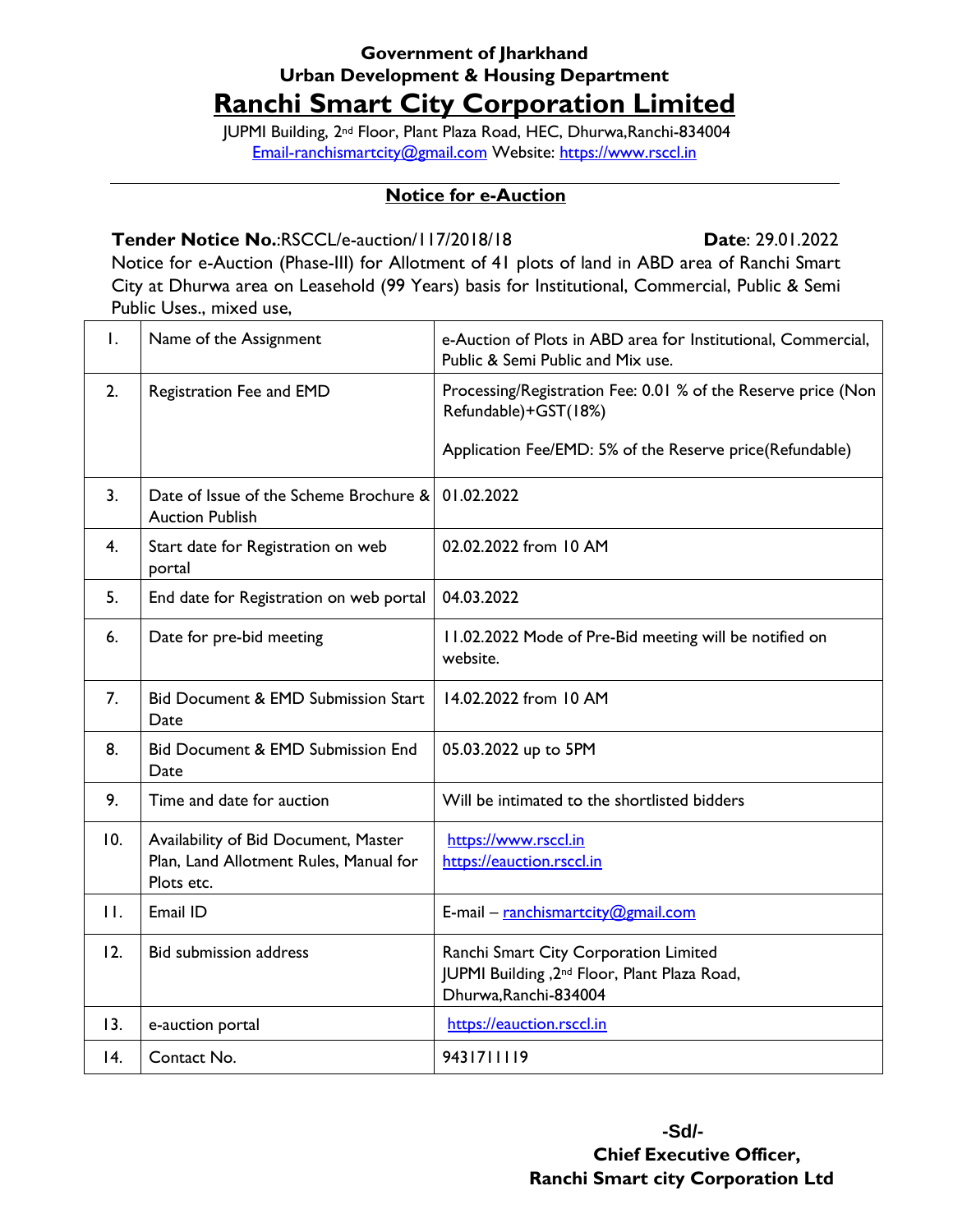**Government of Jharkhand**
**Urban Development & Housing Department**

# Ranchi Smart City Corporation Limited

JUPMI Building, 2nd Floor, Plant Plaza Road, HEC, Dhurwa,Ranchi-834004
Email-ranchismartcity@gmail.com Website: https://www.rsccl.in

---

## Notice for e-Auction

**Tender Notice No.**:RSCCL/e-auction/117/2018/18 **Date**: 29.01.2022

Notice for e-Auction (Phase-III) for Allotment of 41 plots of land in ABD area of Ranchi Smart City at Dhurwa area on Leasehold (99 Years) basis for Institutional, Commercial, Public & Semi Public Uses., mixed use,

| | | |
|---|---|---|
| 1. | Name of the Assignment | e-Auction of Plots in ABD area for Institutional, Commercial, Public & Semi Public and Mix use. |
| 2. | Registration Fee and EMD | Processing/Registration Fee: 0.01 % of the Reserve price (Non Refundable)+GST(18%)<br><br>Application Fee/EMD: 5% of the Reserve price(Refundable) |
| 3. | Date of Issue of the Scheme Brochure & Auction Publish | 01.02.2022 |
| 4. | Start date for Registration on web portal | 02.02.2022 from 10 AM |
| 5. | End date for Registration on web portal | 04.03.2022 |
| 6. | Date for pre-bid meeting | 11.02.2022 Mode of Pre-Bid meeting will be notified on website. |
| 7. | Bid Document & EMD Submission Start Date | 14.02.2022 from 10 AM |
| 8. | Bid Document & EMD Submission End Date | 05.03.2022 up to 5PM |
| 9. | Time and date for auction | Will be intimated to the shortlisted bidders |
| 10. | Availability of Bid Document, Master Plan, Land Allotment Rules, Manual for Plots etc. | https://www.rsccl.in<br>https://eauction.rsccl.in |
| 11. | Email ID | E-mail – ranchismartcity@gmail.com |
| 12. | Bid submission address | Ranchi Smart City Corporation Limited<br>JUPMI Building ,2nd Floor, Plant Plaza Road, Dhurwa,Ranchi-834004 |
| 13. | e-auction portal | https://eauction.rsccl.in |
| 14. | Contact No. | 9431711119 |

**-Sd/-**
**Chief Executive Officer,**
**Ranchi Smart city Corporation Ltd**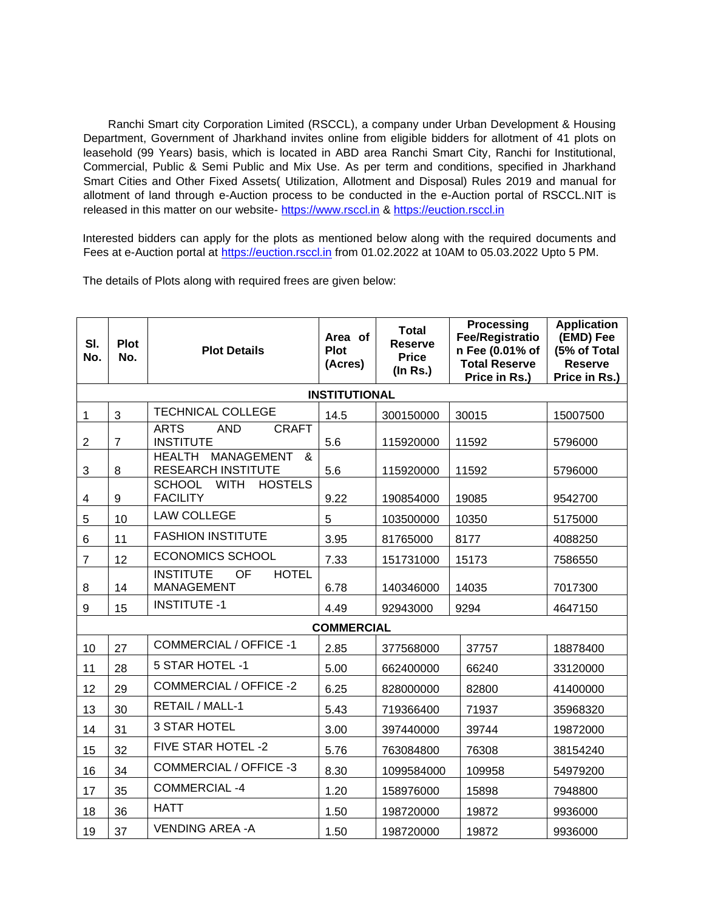Ranchi Smart city Corporation Limited (RSCCL), a company under Urban Development & Housing Department, Government of Jharkhand invites online from eligible bidders for allotment of 41 plots on leasehold (99 Years) basis, which is located in ABD area Ranchi Smart City, Ranchi for Institutional, Commercial, Public & Semi Public and Mix Use. As per term and conditions, specified in Jharkhand Smart Cities and Other Fixed Assets( Utilization, Allotment and Disposal) Rules 2019 and manual for allotment of land through e-Auction process to be conducted in the e-Auction portal of RSCCL.NIT is released in this matter on our website- https://www.rsccl.in & https://euction.rsccl.in

Interested bidders can apply for the plots as mentioned below along with the required documents and Fees at e-Auction portal at https://euction.rsccl.in from 01.02.2022 at 10AM to 05.03.2022 Upto 5 PM.

The details of Plots along with required frees are given below:

| Sl. No. | Plot No. | Plot Details | Area of Plot (Acres) | Total Reserve Price (In Rs.) | Processing Fee/Registration Fee (0.01% of Total Reserve Price in Rs.) | Application (EMD) Fee (5% of Total Reserve Price in Rs.) |
|---|---|---|---|---|---|---|
| **INSTITUTIONAL** | | | | | | |
| 1 | 3 | TECHNICAL COLLEGE | 14.5 | 300150000 | 30015 | 15007500 |
| 2 | 7 | ARTS AND CRAFT INSTITUTE | 5.6 | 115920000 | 11592 | 5796000 |
| 3 | 8 | HEALTH MANAGEMENT & RESEARCH INSTITUTE | 5.6 | 115920000 | 11592 | 5796000 |
| 4 | 9 | SCHOOL WITH HOSTELS FACILITY | 9.22 | 190854000 | 19085 | 9542700 |
| 5 | 10 | LAW COLLEGE | 5 | 103500000 | 10350 | 5175000 |
| 6 | 11 | FASHION INSTITUTE | 3.95 | 81765000 | 8177 | 4088250 |
| 7 | 12 | ECONOMICS SCHOOL | 7.33 | 151731000 | 15173 | 7586550 |
| 8 | 14 | INSTITUTE OF HOTEL MANAGEMENT | 6.78 | 140346000 | 14035 | 7017300 |
| 9 | 15 | INSTITUTE -1 | 4.49 | 92943000 | 9294 | 4647150 |
| **COMMERCIAL** | | | | | | |
| 10 | 27 | COMMERCIAL / OFFICE -1 | 2.85 | 377568000 | 37757 | 18878400 |
| 11 | 28 | 5 STAR HOTEL -1 | 5.00 | 662400000 | 66240 | 33120000 |
| 12 | 29 | COMMERCIAL / OFFICE -2 | 6.25 | 828000000 | 82800 | 41400000 |
| 13 | 30 | RETAIL / MALL-1 | 5.43 | 719366400 | 71937 | 35968320 |
| 14 | 31 | 3 STAR HOTEL | 3.00 | 397440000 | 39744 | 19872000 |
| 15 | 32 | FIVE STAR HOTEL -2 | 5.76 | 763084800 | 76308 | 38154240 |
| 16 | 34 | COMMERCIAL / OFFICE -3 | 8.30 | 1099584000 | 109958 | 54979200 |
| 17 | 35 | COMMERCIAL -4 | 1.20 | 158976000 | 15898 | 7948800 |
| 18 | 36 | HATT | 1.50 | 198720000 | 19872 | 9936000 |
| 19 | 37 | VENDING AREA -A | 1.50 | 198720000 | 19872 | 9936000 |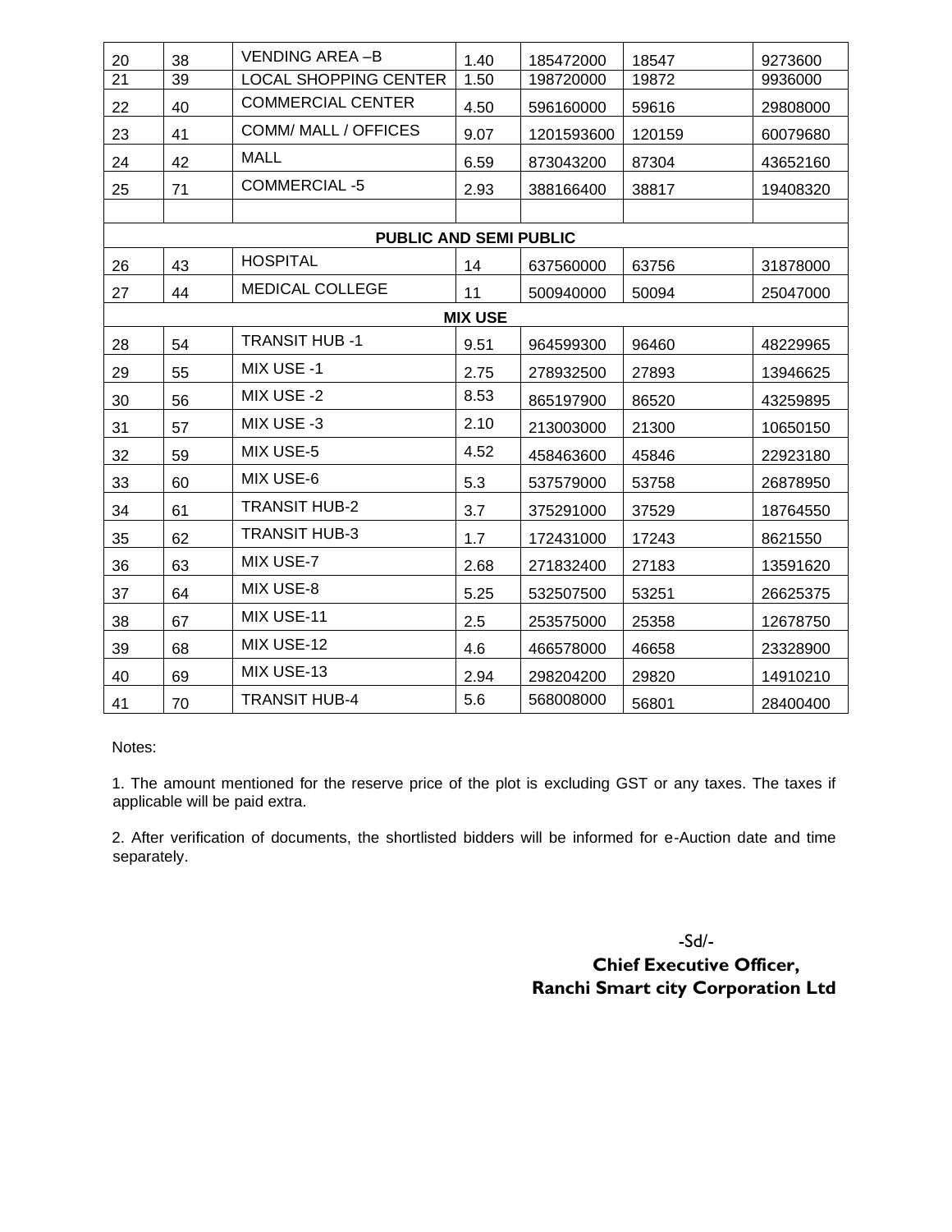| | | | | | | |
|---|---|---|---|---|---|---|
| 20 | 38 | VENDING AREA –B | 1.40 | 185472000 | 18547 | 9273600 |
| 21 | 39 | LOCAL SHOPPING CENTER | 1.50 | 198720000 | 19872 | 9936000 |
| 22 | 40 | COMMERCIAL CENTER | 4.50 | 596160000 | 59616 | 29808000 |
| 23 | 41 | COMM/ MALL / OFFICES | 9.07 | 1201593600 | 120159 | 60079680 |
| 24 | 42 | MALL | 6.59 | 873043200 | 87304 | 43652160 |
| 25 | 71 | COMMERCIAL -5 | 2.93 | 388166400 | 38817 | 19408320 |
| | | | | | | |
| **PUBLIC AND SEMI PUBLIC** | | | | | | |
| 26 | 43 | HOSPITAL | 14 | 637560000 | 63756 | 31878000 |
| 27 | 44 | MEDICAL COLLEGE | 11 | 500940000 | 50094 | 25047000 |
| **MIX USE** | | | | | | |
| 28 | 54 | TRANSIT HUB -1 | 9.51 | 964599300 | 96460 | 48229965 |
| 29 | 55 | MIX USE -1 | 2.75 | 278932500 | 27893 | 13946625 |
| 30 | 56 | MIX USE -2 | 8.53 | 865197900 | 86520 | 43259895 |
| 31 | 57 | MIX USE -3 | 2.10 | 213003000 | 21300 | 10650150 |
| 32 | 59 | MIX USE-5 | 4.52 | 458463600 | 45846 | 22923180 |
| 33 | 60 | MIX USE-6 | 5.3 | 537579000 | 53758 | 26878950 |
| 34 | 61 | TRANSIT HUB-2 | 3.7 | 375291000 | 37529 | 18764550 |
| 35 | 62 | TRANSIT HUB-3 | 1.7 | 172431000 | 17243 | 8621550 |
| 36 | 63 | MIX USE-7 | 2.68 | 271832400 | 27183 | 13591620 |
| 37 | 64 | MIX USE-8 | 5.25 | 532507500 | 53251 | 26625375 |
| 38 | 67 | MIX USE-11 | 2.5 | 253575000 | 25358 | 12678750 |
| 39 | 68 | MIX USE-12 | 4.6 | 466578000 | 46658 | 23328900 |
| 40 | 69 | MIX USE-13 | 2.94 | 298204200 | 29820 | 14910210 |
| 41 | 70 | TRANSIT HUB-4 | 5.6 | 568008000 | 56801 | 28400400 |

Notes:

1. The amount mentioned for the reserve price of the plot is excluding GST or any taxes. The taxes if applicable will be paid extra.

2. After verification of documents, the shortlisted bidders will be informed for e-Auction date and time separately.

-Sd/-

**Chief Executive Officer,**
**Ranchi Smart city Corporation Ltd**